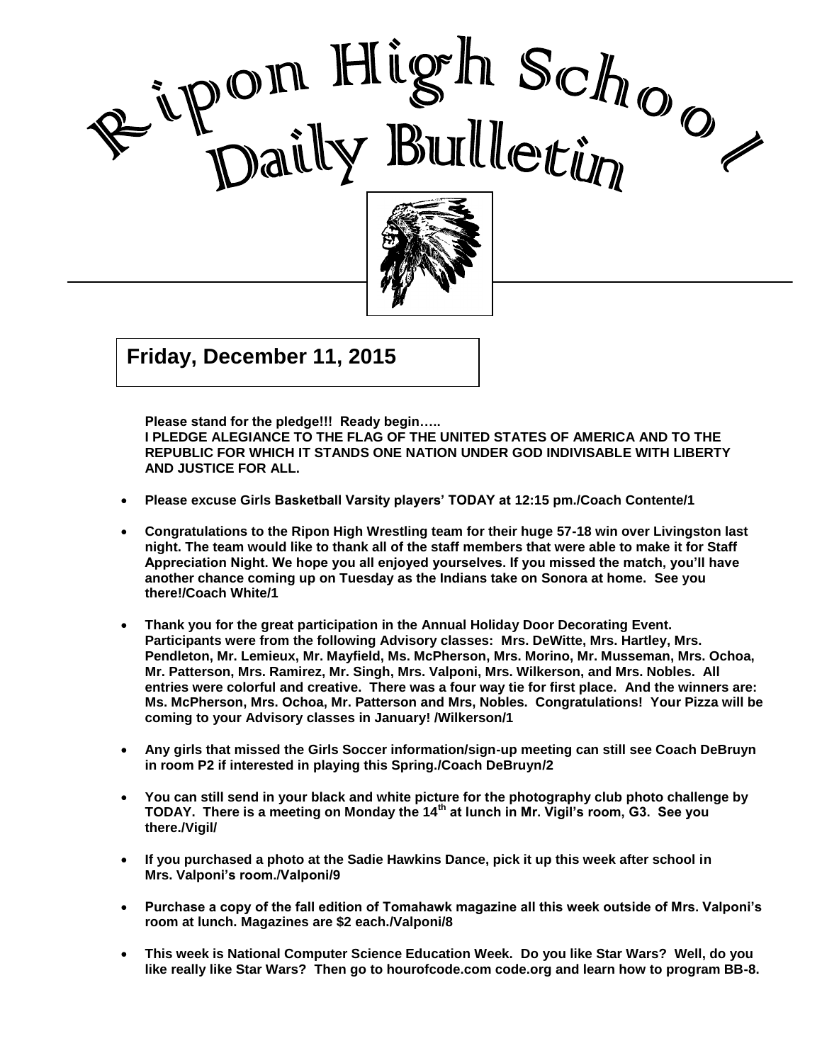# Ripon High School Daily Bulletin

**Friday, December 11, 2015**

**Please stand for the pledge!!! Ready begin…..**
**I PLEDGE ALEGIANCE TO THE FLAG OF THE UNITED STATES OF AMERICA AND TO THE REPUBLIC FOR WHICH IT STANDS ONE NATION UNDER GOD INDIVISABLE WITH LIBERTY AND JUSTICE FOR ALL.**

- **Please excuse Girls Basketball Varsity players' TODAY at 12:15 pm./Coach Contente/1**

- **Congratulations to the Ripon High Wrestling team for their huge 57-18 win over Livingston last night. The team would like to thank all of the staff members that were able to make it for Staff Appreciation Night. We hope you all enjoyed yourselves. If you missed the match, you'll have another chance coming up on Tuesday as the Indians take on Sonora at home. See you there!/Coach White/1**

- **Thank you for the great participation in the Annual Holiday Door Decorating Event. Participants were from the following Advisory classes: Mrs. DeWitte, Mrs. Hartley, Mrs. Pendleton, Mr. Lemieux, Mr. Mayfield, Ms. McPherson, Mrs. Morino, Mr. Musseman, Mrs. Ochoa, Mr. Patterson, Mrs. Ramirez, Mr. Singh, Mrs. Valponi, Mrs. Wilkerson, and Mrs. Nobles. All entries were colorful and creative. There was a four way tie for first place. And the winners are: Ms. McPherson, Mrs. Ochoa, Mr. Patterson and Mrs, Nobles. Congratulations! Your Pizza will be coming to your Advisory classes in January! /Wilkerson/1**

- **Any girls that missed the Girls Soccer information/sign-up meeting can still see Coach DeBruyn in room P2 if interested in playing this Spring./Coach DeBruyn/2**

- **You can still send in your black and white picture for the photography club photo challenge by TODAY. There is a meeting on Monday the 14th at lunch in Mr. Vigil's room, G3. See you there./Vigil/**

- **If you purchased a photo at the Sadie Hawkins Dance, pick it up this week after school in Mrs. Valponi's room./Valponi/9**

- **Purchase a copy of the fall edition of Tomahawk magazine all this week outside of Mrs. Valponi's room at lunch. Magazines are $2 each./Valponi/8**

- **This week is National Computer Science Education Week. Do you like Star Wars? Well, do you like really like Star Wars? Then go to hourofcode.com code.org and learn how to program BB-8.**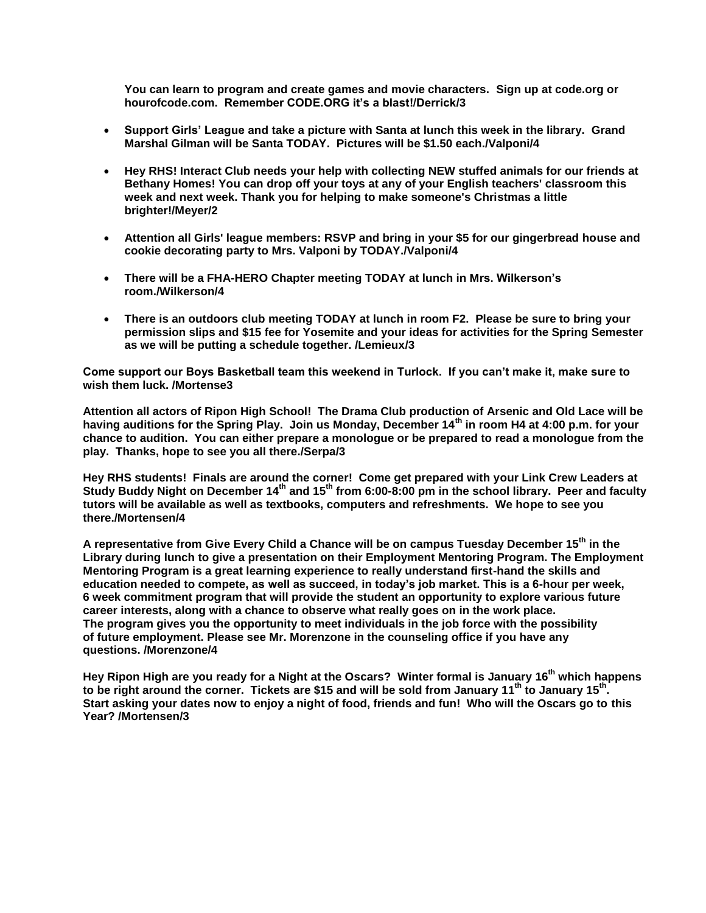**You can learn to program and create games and movie characters. Sign up at code.org or hourofcode.com. Remember CODE.ORG it's a blast!/Derrick/3**

- **Support Girls' League and take a picture with Santa at lunch this week in the library. Grand Marshal Gilman will be Santa TODAY. Pictures will be $1.50 each./Valponi/4**

- **Hey RHS! Interact Club needs your help with collecting NEW stuffed animals for our friends at Bethany Homes! You can drop off your toys at any of your English teachers' classroom this week and next week. Thank you for helping to make someone's Christmas a little brighter!/Meyer/2**

- **Attention all Girls' league members: RSVP and bring in your $5 for our gingerbread house and cookie decorating party to Mrs. Valponi by TODAY./Valponi/4**

- **There will be a FHA-HERO Chapter meeting TODAY at lunch in Mrs. Wilkerson's room./Wilkerson/4**

- **There is an outdoors club meeting TODAY at lunch in room F2. Please be sure to bring your permission slips and $15 fee for Yosemite and your ideas for activities for the Spring Semester as we will be putting a schedule together. /Lemieux/3**

**Come support our Boys Basketball team this weekend in Turlock. If you can't make it, make sure to wish them luck. /Mortense3**

**Attention all actors of Ripon High School! The Drama Club production of Arsenic and Old Lace will be having auditions for the Spring Play. Join us Monday, December 14th in room H4 at 4:00 p.m. for your chance to audition. You can either prepare a monologue or be prepared to read a monologue from the play. Thanks, hope to see you all there./Serpa/3**

**Hey RHS students! Finals are around the corner! Come get prepared with your Link Crew Leaders at Study Buddy Night on December 14th and 15th from 6:00-8:00 pm in the school library. Peer and faculty tutors will be available as well as textbooks, computers and refreshments. We hope to see you there./Mortensen/4**

**A representative from Give Every Child a Chance will be on campus Tuesday December 15th in the Library during lunch to give a presentation on their Employment Mentoring Program. The Employment Mentoring Program is a great learning experience to really understand first-hand the skills and education needed to compete, as well as succeed, in today's job market. This is a 6-hour per week, 6 week commitment program that will provide the student an opportunity to explore various future career interests, along with a chance to observe what really goes on in the work place. The program gives you the opportunity to meet individuals in the job force with the possibility of future employment. Please see Mr. Morenzone in the counseling office if you have any questions. /Morenzone/4**

**Hey Ripon High are you ready for a Night at the Oscars? Winter formal is January 16th which happens to be right around the corner. Tickets are $15 and will be sold from January 11th to January 15th. Start asking your dates now to enjoy a night of food, friends and fun! Who will the Oscars go to this Year? /Mortensen/3**